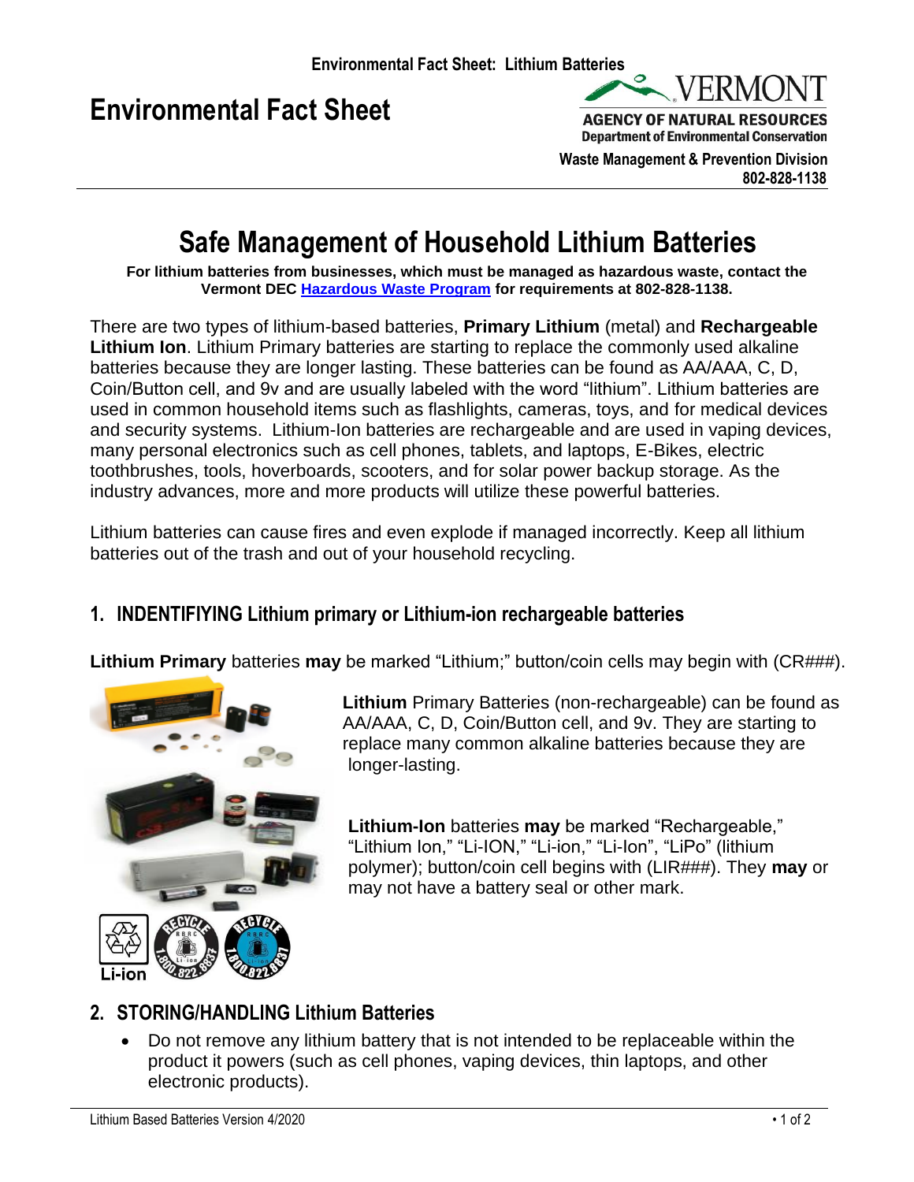# Environmental Fact Sheet

VERMONT
AGENCY OF NATURAL RESOURCES
Department of Environmental Conservation
Waste Management & Prevention Division
802-828-1138

# Safe Management of Household Lithium Batteries

**For lithium batteries from businesses, which must be managed as hazardous waste, contact the Vermont DEC Hazardous Waste Program for requirements at 802-828-1138.**

There are two types of lithium-based batteries, **Primary Lithium** (metal) and **Rechargeable Lithium Ion**. Lithium Primary batteries are starting to replace the commonly used alkaline batteries because they are longer lasting. These batteries can be found as AA/AAA, C, D, Coin/Button cell, and 9v and are usually labeled with the word "lithium". Lithium batteries are used in common household items such as flashlights, cameras, toys, and for medical devices and security systems. Lithium-Ion batteries are rechargeable and are used in vaping devices, many personal electronics such as cell phones, tablets, and laptops, E-Bikes, electric toothbrushes, tools, hoverboards, scooters, and for solar power backup storage. As the industry advances, more and more products will utilize these powerful batteries.

Lithium batteries can cause fires and even explode if managed incorrectly. Keep all lithium batteries out of the trash and out of your household recycling.

## 1. INDENTIFIYING Lithium primary or Lithium-ion rechargeable batteries

**Lithium Primary** batteries **may** be marked "Lithium;" button/coin cells may begin with (CR###).

**Lithium** Primary Batteries (non-rechargeable) can be found as AA/AAA, C, D, Coin/Button cell, and 9v. They are starting to replace many common alkaline batteries because they are longer-lasting.

**Lithium-Ion** batteries **may** be marked "Rechargeable," "Lithium Ion," "Li-ION," "Li-ion," "Li-Ion", "LiPo" (lithium polymer); button/coin cell begins with (LIR###). They **may** or may not have a battery seal or other mark.

## 2. STORING/HANDLING Lithium Batteries

- Do not remove any lithium battery that is not intended to be replaceable within the product it powers (such as cell phones, vaping devices, thin laptops, and other electronic products).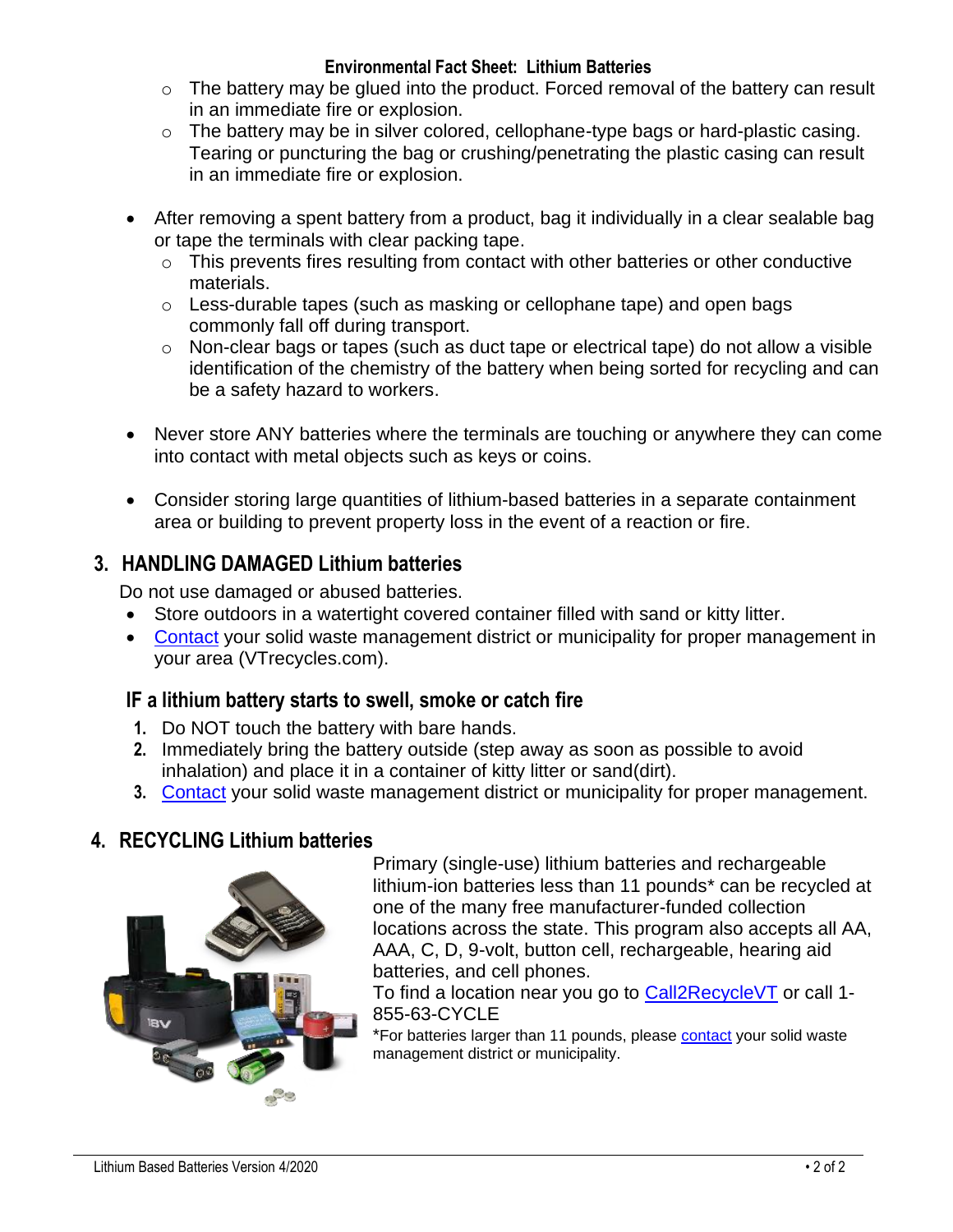- The battery may be glued into the product. Forced removal of the battery can result in an immediate fire or explosion.
- The battery may be in silver colored, cellophane-type bags or hard-plastic casing. Tearing or puncturing the bag or crushing/penetrating the plastic casing can result in an immediate fire or explosion.

- After removing a spent battery from a product, bag it individually in a clear sealable bag or tape the terminals with clear packing tape.
  - This prevents fires resulting from contact with other batteries or other conductive materials.
  - Less-durable tapes (such as masking or cellophane tape) and open bags commonly fall off during transport.
  - Non-clear bags or tapes (such as duct tape or electrical tape) do not allow a visible identification of the chemistry of the battery when being sorted for recycling and can be a safety hazard to workers.

- Never store ANY batteries where the terminals are touching or anywhere they can come into contact with metal objects such as keys or coins.

- Consider storing large quantities of lithium-based batteries in a separate containment area or building to prevent property loss in the event of a reaction or fire.

## 3. HANDLING DAMAGED Lithium batteries

Do not use damaged or abused batteries.

- Store outdoors in a watertight covered container filled with sand or kitty litter.
- Contact your solid waste management district or municipality for proper management in your area (VTrecycles.com).

### IF a lithium battery starts to swell, smoke or catch fire

1. Do NOT touch the battery with bare hands.
2. Immediately bring the battery outside (step away as soon as possible to avoid inhalation) and place it in a container of kitty litter or sand(dirt).
3. Contact your solid waste management district or municipality for proper management.

## 4. RECYCLING Lithium batteries

Primary (single-use) lithium batteries and rechargeable lithium-ion batteries less than 11 pounds* can be recycled at one of the many free manufacturer-funded collection locations across the state. This program also accepts all AA, AAA, C, D, 9-volt, button cell, rechargeable, hearing aid batteries, and cell phones.

To find a location near you go to Call2RecycleVT or call 1-855-63-CYCLE

*For batteries larger than 11 pounds, please contact your solid waste management district or municipality.